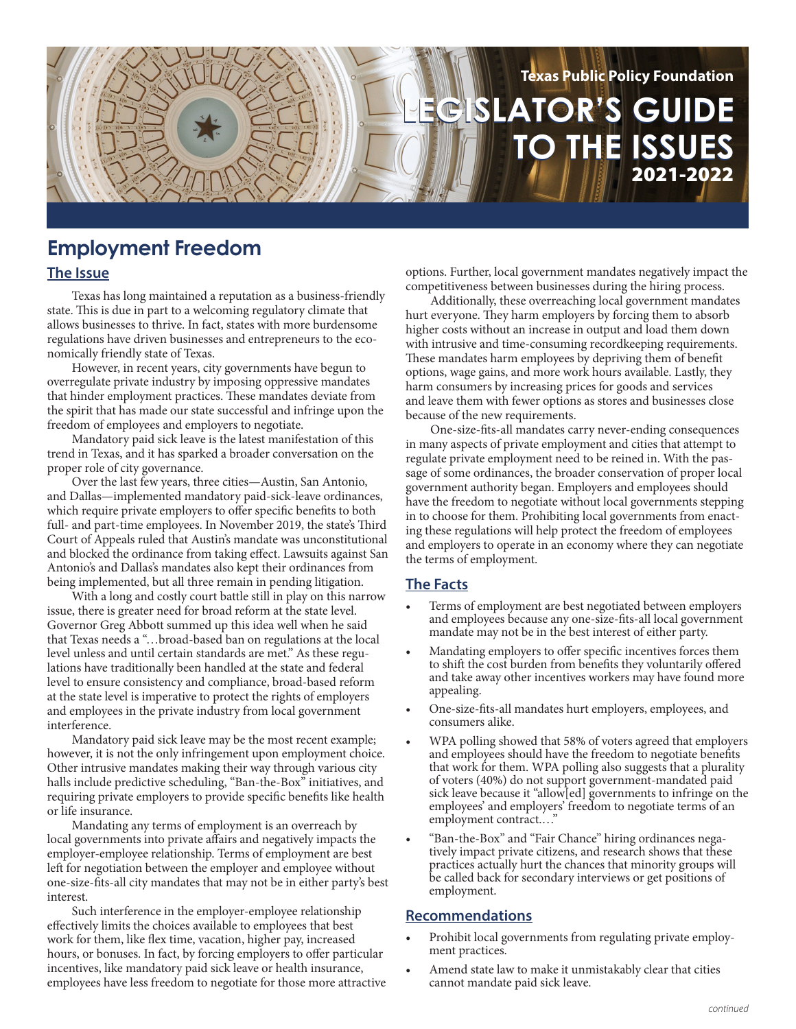Texas Public Policy Foundation

# LEGISLATOR'S GUIDE TO THE ISSUES 2021-2022

## Employment Freedom

### The Issue

Texas has long maintained a reputation as a business-friendly state. This is due in part to a welcoming regulatory climate that allows businesses to thrive. In fact, states with more burdensome regulations have driven businesses and entrepreneurs to the economically friendly state of Texas.

However, in recent years, city governments have begun to overregulate private industry by imposing oppressive mandates that hinder employment practices. These mandates deviate from the spirit that has made our state successful and infringe upon the freedom of employees and employers to negotiate.

Mandatory paid sick leave is the latest manifestation of this trend in Texas, and it has sparked a broader conversation on the proper role of city governance.

Over the last few years, three cities—Austin, San Antonio, and Dallas—implemented mandatory paid-sick-leave ordinances, which require private employers to offer specific benefits to both full- and part-time employees. In November 2019, the state's Third Court of Appeals ruled that Austin's mandate was unconstitutional and blocked the ordinance from taking effect. Lawsuits against San Antonio's and Dallas's mandates also kept their ordinances from being implemented, but all three remain in pending litigation.

With a long and costly court battle still in play on this narrow issue, there is greater need for broad reform at the state level. Governor Greg Abbott summed up this idea well when he said that Texas needs a "…broad-based ban on regulations at the local level unless and until certain standards are met." As these regulations have traditionally been handled at the state and federal level to ensure consistency and compliance, broad-based reform at the state level is imperative to protect the rights of employers and employees in the private industry from local government interference.

Mandatory paid sick leave may be the most recent example; however, it is not the only infringement upon employment choice. Other intrusive mandates making their way through various city halls include predictive scheduling, "Ban-the-Box" initiatives, and requiring private employers to provide specific benefits like health or life insurance.

Mandating any terms of employment is an overreach by local governments into private affairs and negatively impacts the employer-employee relationship. Terms of employment are best left for negotiation between the employer and employee without one-size-fits-all city mandates that may not be in either party's best interest.

Such interference in the employer-employee relationship effectively limits the choices available to employees that best work for them, like flex time, vacation, higher pay, increased hours, or bonuses. In fact, by forcing employers to offer particular incentives, like mandatory paid sick leave or health insurance, employees have less freedom to negotiate for those more attractive options. Further, local government mandates negatively impact the competitiveness between businesses during the hiring process.

Additionally, these overreaching local government mandates hurt everyone. They harm employers by forcing them to absorb higher costs without an increase in output and load them down with intrusive and time-consuming recordkeeping requirements. These mandates harm employees by depriving them of benefit options, wage gains, and more work hours available. Lastly, they harm consumers by increasing prices for goods and services and leave them with fewer options as stores and businesses close because of the new requirements.

One-size-fits-all mandates carry never-ending consequences in many aspects of private employment and cities that attempt to regulate private employment need to be reined in. With the passage of some ordinances, the broader conservation of proper local government authority began. Employers and employees should have the freedom to negotiate without local governments stepping in to choose for them. Prohibiting local governments from enacting these regulations will help protect the freedom of employees and employers to operate in an economy where they can negotiate the terms of employment.

### The Facts

- Terms of employment are best negotiated between employers and employees because any one-size-fits-all local government mandate may not be in the best interest of either party.
- Mandating employers to offer specific incentives forces them to shift the cost burden from benefits they voluntarily offered and take away other incentives workers may have found more appealing.
- One-size-fits-all mandates hurt employers, employees, and consumers alike.
- WPA polling showed that 58% of voters agreed that employers and employees should have the freedom to negotiate benefits that work for them. WPA polling also suggests that a plurality of voters (40%) do not support government-mandated paid sick leave because it "allow[ed] governments to infringe on the employees' and employers' freedom to negotiate terms of an employment contract.…"
- "Ban-the-Box" and "Fair Chance" hiring ordinances negatively impact private citizens, and research shows that these practices actually hurt the chances that minority groups will be called back for secondary interviews or get positions of employment.

### Recommendations

- Prohibit local governments from regulating private employment practices.
- Amend state law to make it unmistakably clear that cities cannot mandate paid sick leave.

*continued*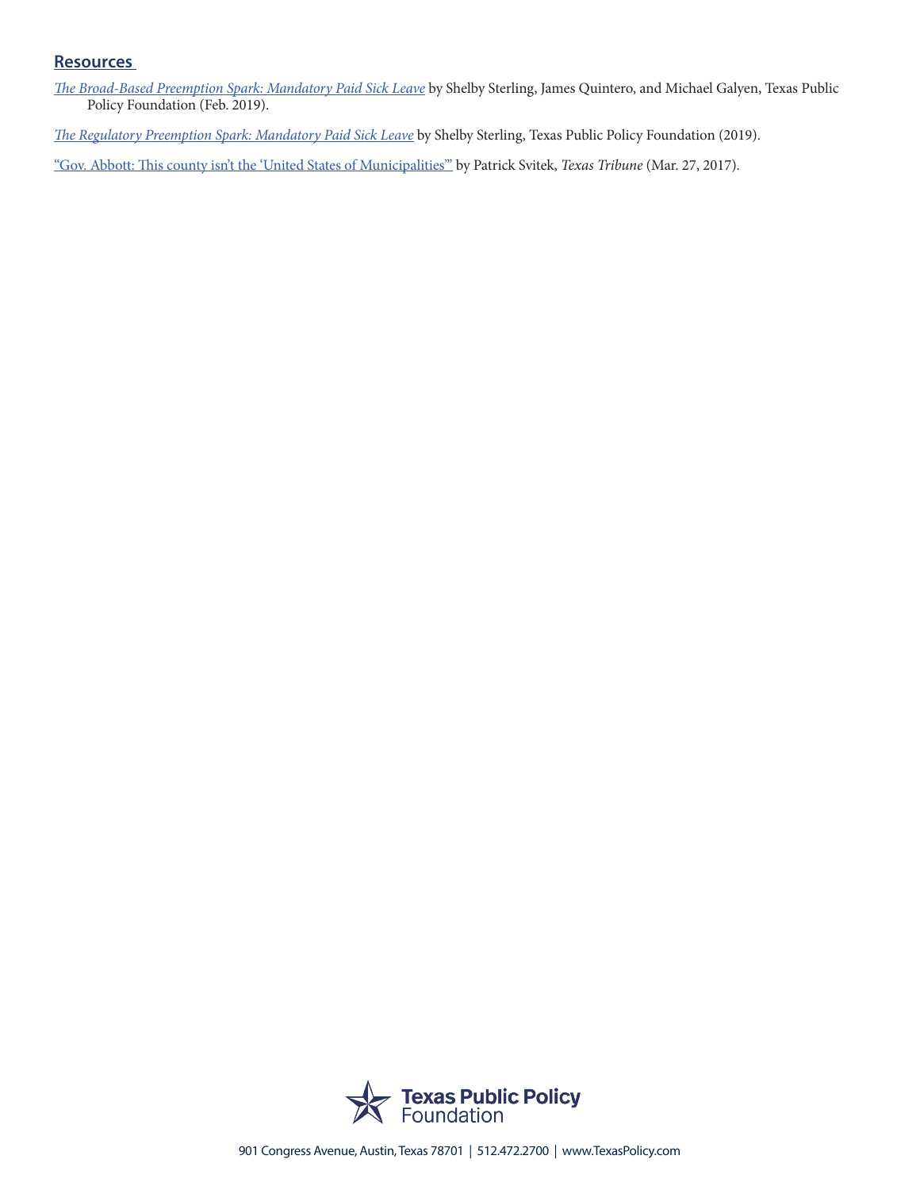## Resources

*The Broad-Based Preemption Spark: Mandatory Paid Sick Leave* by Shelby Sterling, James Quintero, and Michael Galyen, Texas Public Policy Foundation (Feb. 2019).

*The Regulatory Preemption Spark: Mandatory Paid Sick Leave* by Shelby Sterling, Texas Public Policy Foundation (2019).

"Gov. Abbott: This county isn't the 'United States of Municipalities'" by Patrick Svitek, *Texas Tribune* (Mar. 27, 2017).

Texas Public Policy Foundation

901 Congress Avenue, Austin, Texas 78701 | 512.472.2700 | www.TexasPolicy.com